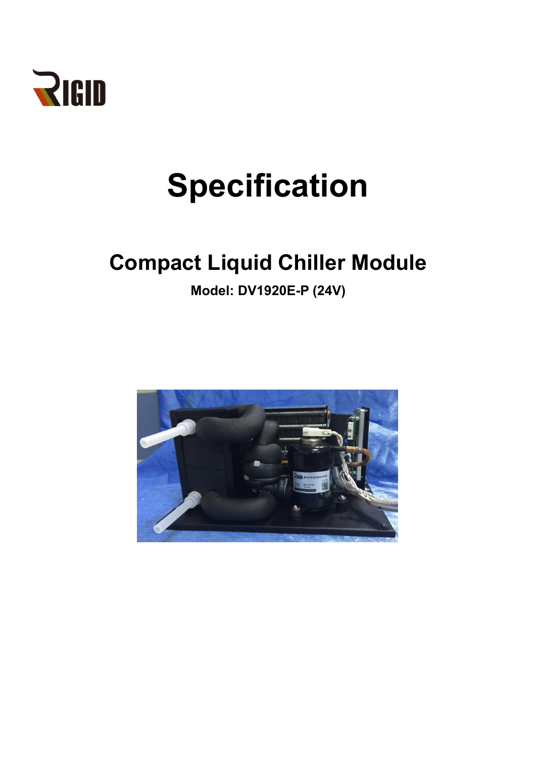RIGID

# Specification

## Compact Liquid Chiller Module

**Model: DV1920E-P (24V)**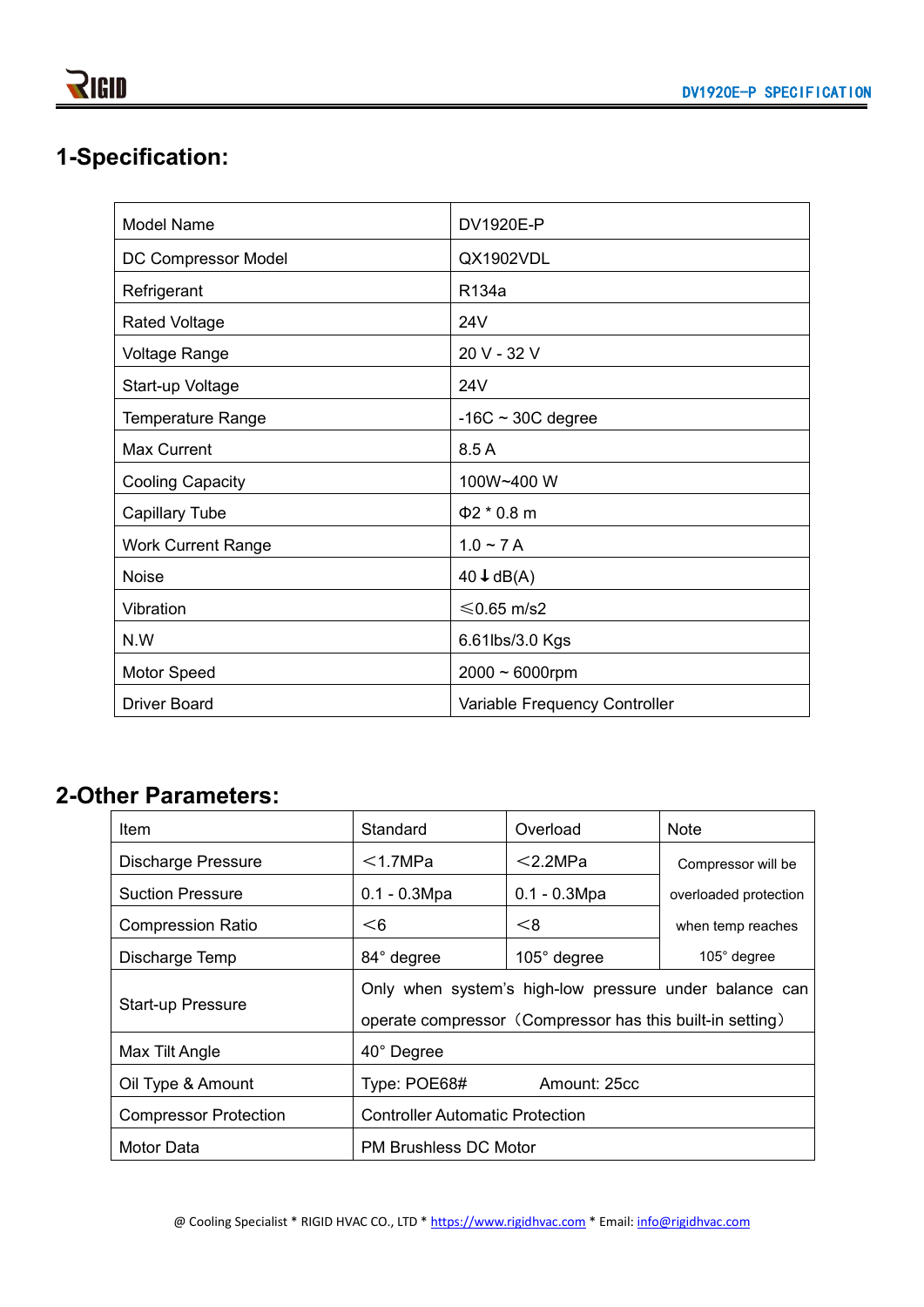## 1-Specification:

| | |
|---|---|
| Model Name | DV1920E-P |
| DC Compressor Model | QX1902VDL |
| Refrigerant | R134a |
| Rated Voltage | 24V |
| Voltage Range | 20 V - 32 V |
| Start-up Voltage | 24V |
| Temperature Range | -16C ~ 30C degree |
| Max Current | 8.5 A |
| Cooling Capacity | 100W~400 W |
| Capillary Tube | Φ2 * 0.8 m |
| Work Current Range | 1.0 ~ 7 A |
| Noise | 40↓dB(A) |
| Vibration | ≤0.65 m/s2 |
| N.W | 6.61lbs/3.0 Kgs |
| Motor Speed | 2000 ~ 6000rpm |
| Driver Board | Variable Frequency Controller |

## 2-Other Parameters:

| Item | Standard | Overload | Note |
|---|---|---|---|
| Discharge Pressure | <1.7MPa | <2.2MPa | Compressor will be overloaded protection when temp reaches 105° degree |
| Suction Pressure | 0.1 - 0.3Mpa | 0.1 - 0.3Mpa | |
| Compression Ratio | <6 | <8 | |
| Discharge Temp | 84° degree | 105° degree | |
| Start-up Pressure | Only when system's high-low pressure under balance can operate compressor（Compressor has this built-in setting） | | |
| Max Tilt Angle | 40° Degree | | |
| Oil Type & Amount | Type: POE68# Amount: 25cc | | |
| Compressor Protection | Controller Automatic Protection | | |
| Motor Data | PM Brushless DC Motor | | |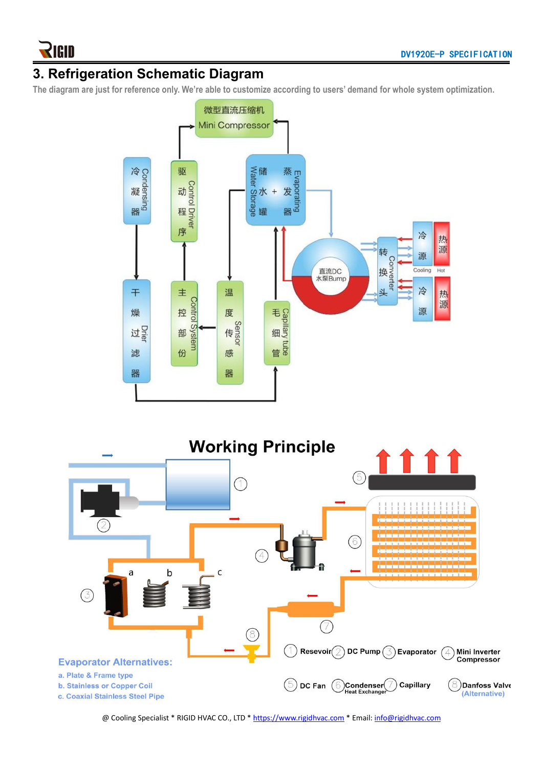# 3. Refrigeration Schematic Diagram

The diagram are just for reference only. We're able to customize according to users' demand for whole system optimization.

微型直流压缩机 Mini Compressor

冷凝器 Condensing

驱动程序 Control Driver

储水罐 + 蒸发器 Water Storage Evaporating

干燥过滤器 Drier

主控部份 Control System

温度传感器 Sensor

毛细管 Capillary tube

直流DC水泵Bump

转换头 Converter

冷源 Cooling

热源 Hot

## Working Principle

Evaporator Alternatives:

a. Plate & Frame type

b. Stainless or Copper Coil

c. Coaxial Stainless Steel Pipe

① Resevoir ② DC Pump ③ Evaporator ④ Mini Inverter Compressor

⑤ DC Fan ⑥ Condenser Heat Exchanger ⑦ Capillary ⑧ Danfoss Valve (Alternative)

@ Cooling Specialist * RIGID HVAC CO., LTD * https://www.rigidhvac.com * Email: info@rigidhvac.com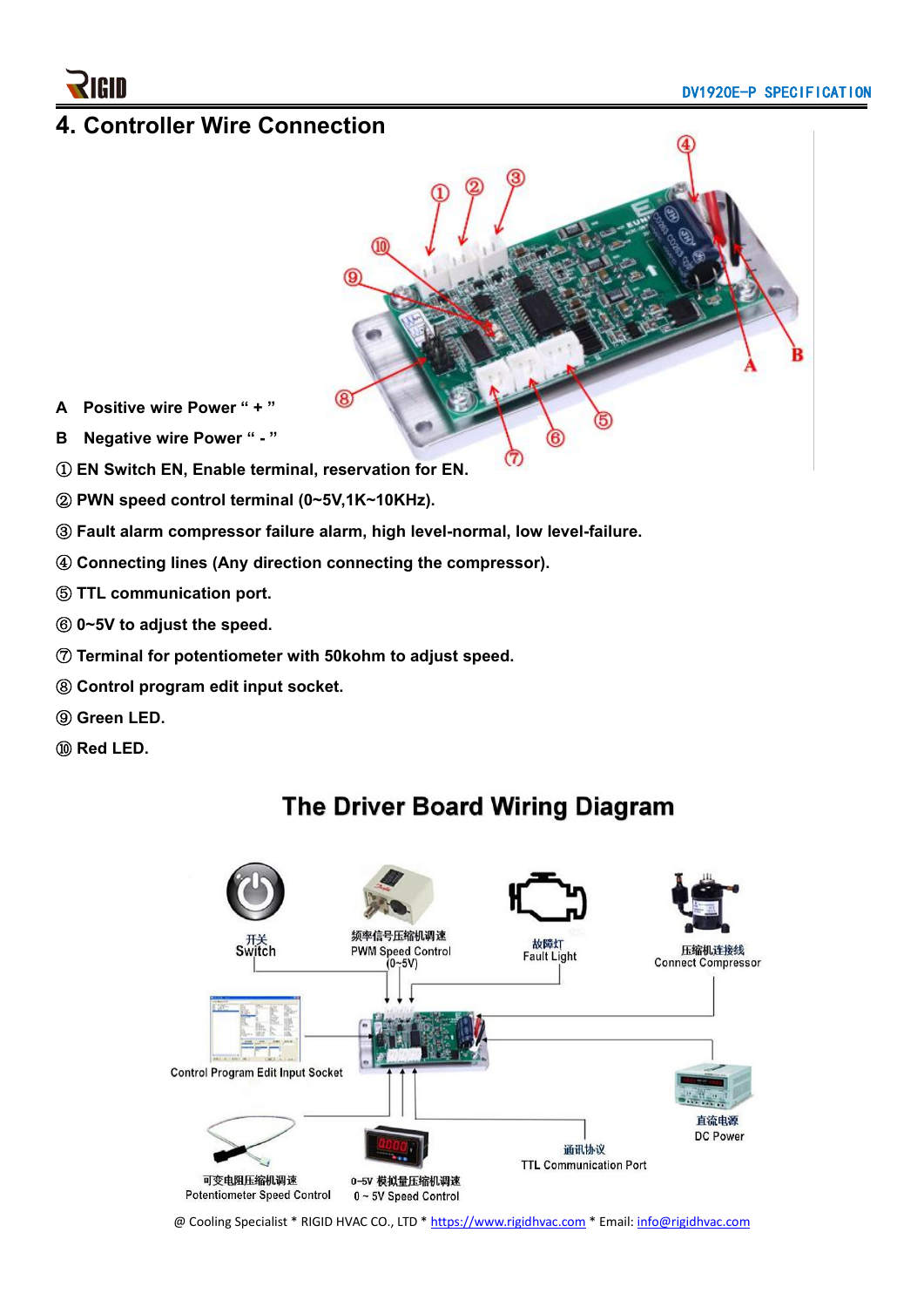## 4. Controller Wire Connection

**A Positive wire Power " + "**

**B Negative wire Power " - "**

**① EN Switch EN, Enable terminal, reservation for EN.**

**② PWN speed control terminal (0~5V,1K~10KHz).**

**③ Fault alarm compressor failure alarm, high level-normal, low level-failure.**

**④ Connecting lines (Any direction connecting the compressor).**

**⑤ TTL communication port.**

**⑥ 0~5V to adjust the speed.**

**⑦ Terminal for potentiometer with 50kohm to adjust speed.**

**⑧ Control program edit input socket.**

**⑨ Green LED.**

**⑩ Red LED.**

## The Driver Board Wiring Diagram

开关
Switch

频率信号压缩机调速
PWM Speed Control
(0~5V)

故障灯
Fault Light

压缩机连接线
Connect Compressor

Control Program Edit Input Socket

直流电源
DC Power

通讯协议
TTL Communication Port

可变电阻压缩机调速
Potentiometer Speed Control

0~5V 模拟量压缩机调速
0 ~ 5V Speed Control

@ Cooling Specialist * RIGID HVAC CO., LTD * https://www.rigidhvac.com * Email: info@rigidhvac.com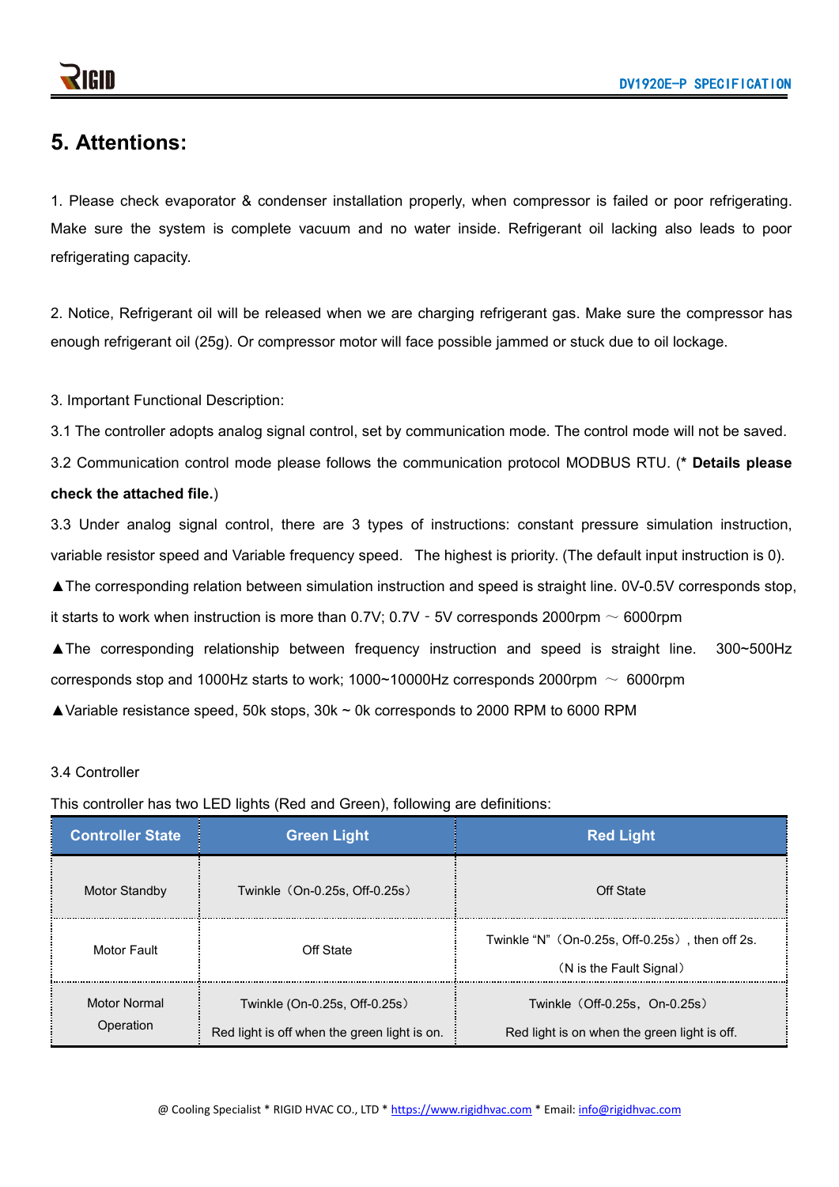# 5. Attentions:

1. Please check evaporator & condenser installation properly, when compressor is failed or poor refrigerating. Make sure the system is complete vacuum and no water inside. Refrigerant oil lacking also leads to poor refrigerating capacity.

2. Notice, Refrigerant oil will be released when we are charging refrigerant gas. Make sure the compressor has enough refrigerant oil (25g). Or compressor motor will face possible jammed or stuck due to oil lockage.

3. Important Functional Description:

3.1 The controller adopts analog signal control, set by communication mode. The control mode will not be saved.

3.2 Communication control mode please follows the communication protocol MODBUS RTU. (* **Details please check the attached file.**)

3.3 Under analog signal control, there are 3 types of instructions: constant pressure simulation instruction, variable resistor speed and Variable frequency speed. The highest is priority. (The default input instruction is 0).

▲The corresponding relation between simulation instruction and speed is straight line. 0V-0.5V corresponds stop, it starts to work when instruction is more than 0.7V; 0.7V - 5V corresponds 2000rpm ～ 6000rpm

▲The corresponding relationship between frequency instruction and speed is straight line. 300~500Hz corresponds stop and 1000Hz starts to work; 1000~10000Hz corresponds 2000rpm ～ 6000rpm

▲Variable resistance speed, 50k stops, 30k ~ 0k corresponds to 2000 RPM to 6000 RPM

3.4 Controller

This controller has two LED lights (Red and Green), following are definitions:

| Controller State | Green Light | Red Light |
|---|---|---|
| Motor Standby | Twinkle（On-0.25s, Off-0.25s） | Off State |
| Motor Fault | Off State | Twinkle “N”（On-0.25s, Off-0.25s）, then off 2s.<br>（N is the Fault Signal） |
| Motor Normal Operation | Twinkle (On-0.25s, Off-0.25s）<br>Red light is off when the green light is on. | Twinkle（Off-0.25s，On-0.25s）<br>Red light is on when the green light is off. |

@ Cooling Specialist * RIGID HVAC CO., LTD * https://www.rigidhvac.com * Email: info@rigidhvac.com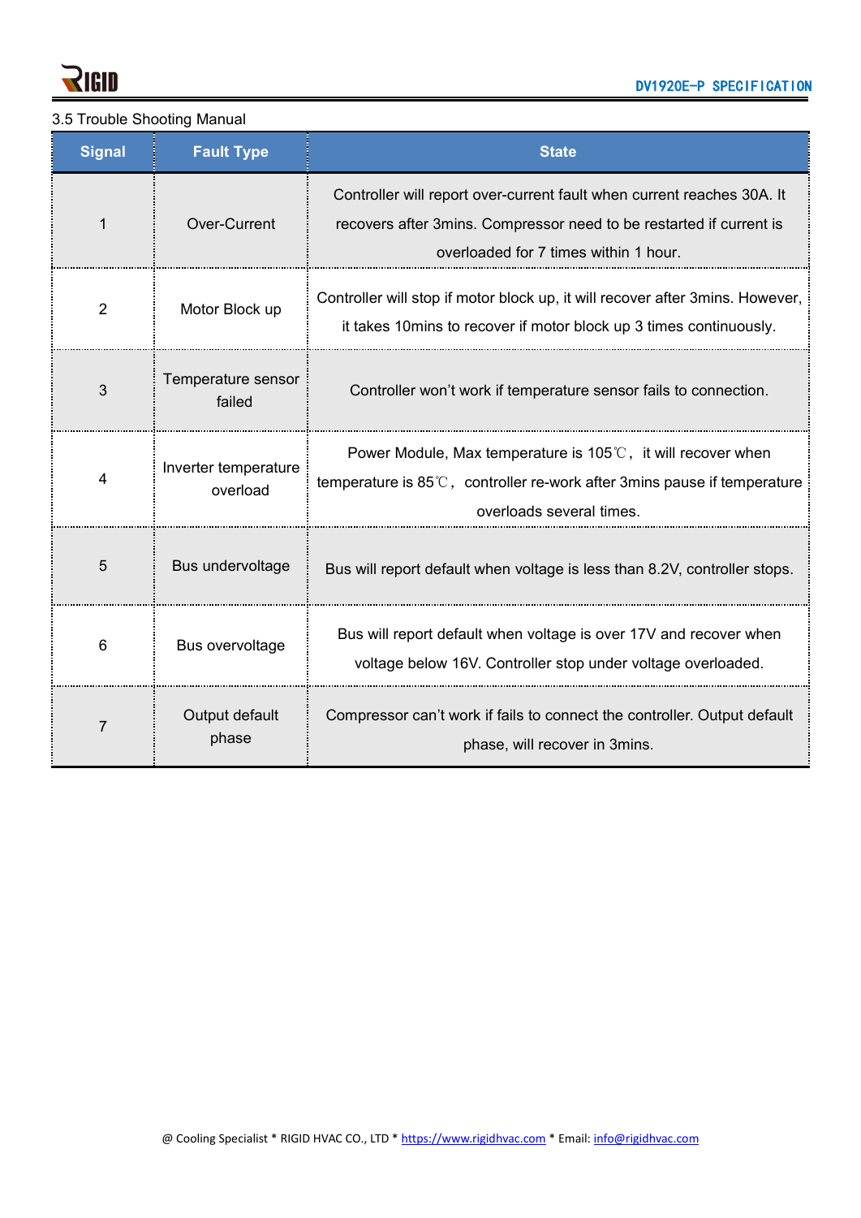3.5 Trouble Shooting Manual

| Signal | Fault Type | State |
|---|---|---|
| 1 | Over-Current | Controller will report over-current fault when current reaches 30A. It recovers after 3mins. Compressor need to be restarted if current is overloaded for 7 times within 1 hour. |
| 2 | Motor Block up | Controller will stop if motor block up, it will recover after 3mins. However, it takes 10mins to recover if motor block up 3 times continuously. |
| 3 | Temperature sensor failed | Controller won't work if temperature sensor fails to connection. |
| 4 | Inverter temperature overload | Power Module, Max temperature is 105℃， it will recover when temperature is 85℃， controller re-work after 3mins pause if temperature overloads several times. |
| 5 | Bus undervoltage | Bus will report default when voltage is less than 8.2V, controller stops. |
| 6 | Bus overvoltage | Bus will report default when voltage is over 17V and recover when voltage below 16V. Controller stop under voltage overloaded. |
| 7 | Output default phase | Compressor can't work if fails to connect the controller. Output default phase, will recover in 3mins. |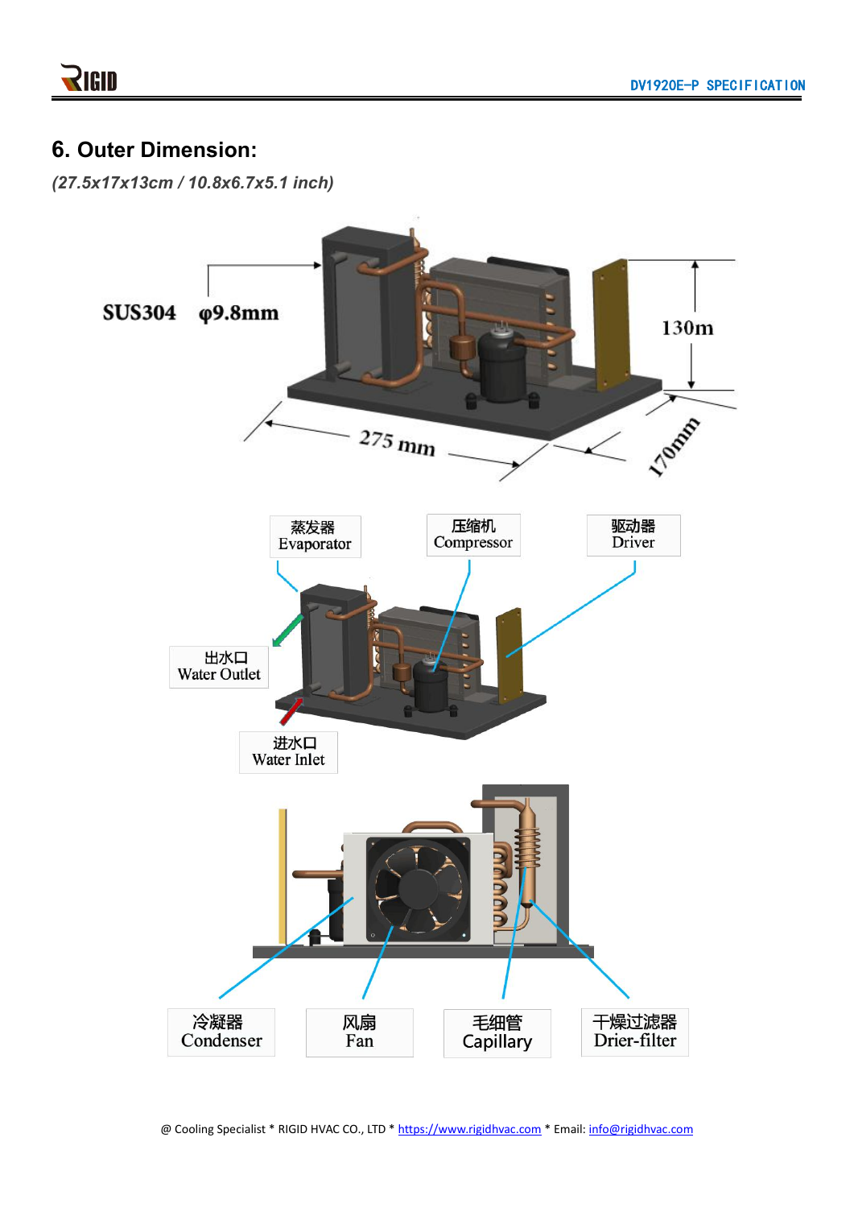## 6. Outer Dimension:

*(27.5x17x13cm / 10.8x6.7x5.1 inch)*

SUS304 φ9.8mm

130m

275 mm

170mm

蒸发器
Evaporator

压缩机
Compressor

驱动器
Driver

出水口
Water Outlet

进水口
Water Inlet

冷凝器
Condenser

风扇
Fan

毛细管
Capillary

干燥过滤器
Drier-filter

@ Cooling Specialist * RIGID HVAC CO., LTD * https://www.rigidhvac.com * Email: info@rigidhvac.com